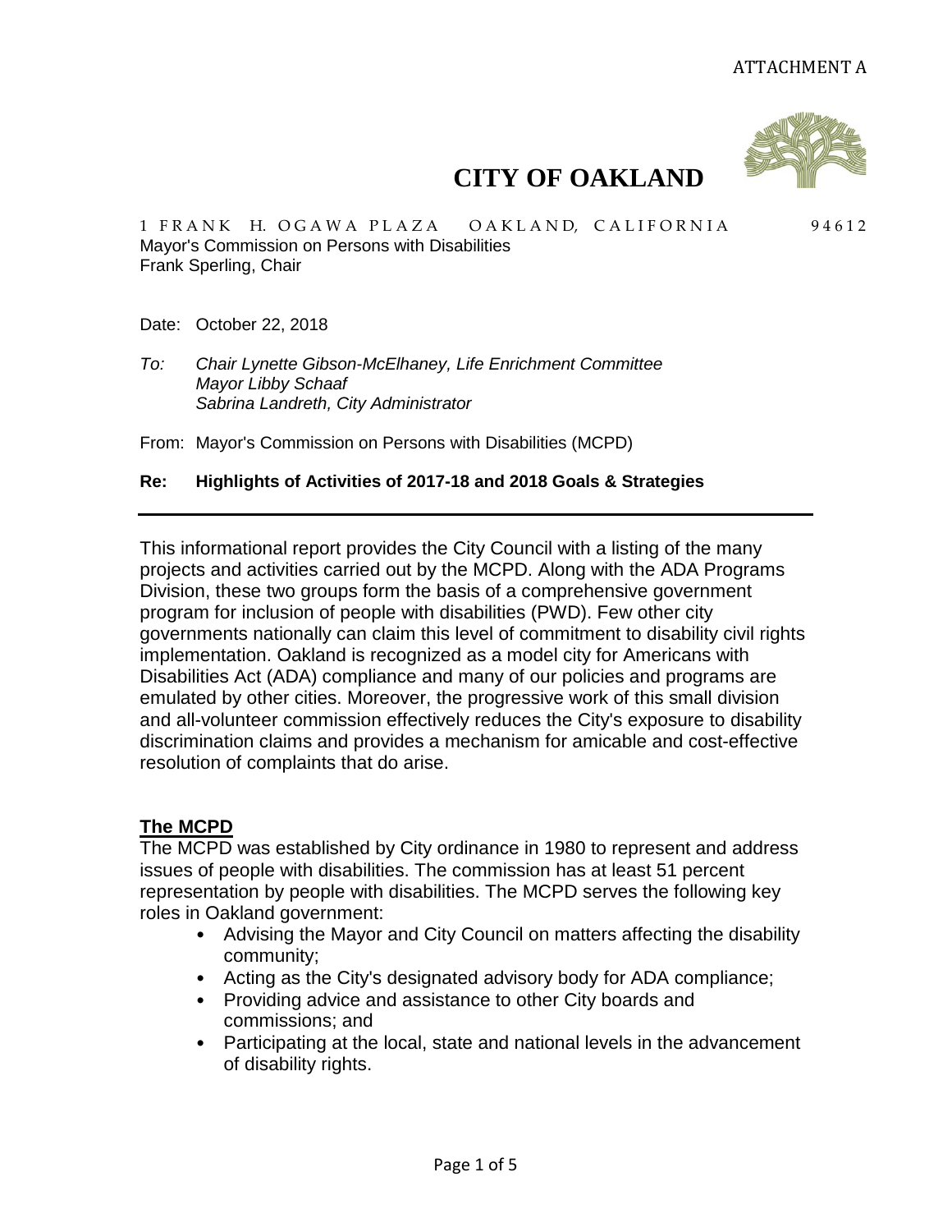ATTACHMENT A

# CITY OF OAKLAND

1 FRANK H. OGAWA PLAZA OAKLAND, CALIFORNIA 94612

Mayor's Commission on Persons with Disabilities
Frank Sperling, Chair

Date: October 22, 2018

*To: Chair Lynette Gibson-McElhaney, Life Enrichment Committee*
*Mayor Libby Schaaf*
*Sabrina Landreth, City Administrator*

From: Mayor's Commission on Persons with Disabilities (MCPD)

**Re: Highlights of Activities of 2017-18 and 2018 Goals & Strategies**

---

This informational report provides the City Council with a listing of the many projects and activities carried out by the MCPD. Along with the ADA Programs Division, these two groups form the basis of a comprehensive government program for inclusion of people with disabilities (PWD). Few other city governments nationally can claim this level of commitment to disability civil rights implementation. Oakland is recognized as a model city for Americans with Disabilities Act (ADA) compliance and many of our policies and programs are emulated by other cities. Moreover, the progressive work of this small division and all-volunteer commission effectively reduces the City's exposure to disability discrimination claims and provides a mechanism for amicable and cost-effective resolution of complaints that do arise.

## The MCPD

The MCPD was established by City ordinance in 1980 to represent and address issues of people with disabilities. The commission has at least 51 percent representation by people with disabilities. The MCPD serves the following key roles in Oakland government:

- Advising the Mayor and City Council on matters affecting the disability community;
- Acting as the City's designated advisory body for ADA compliance;
- Providing advice and assistance to other City boards and commissions; and
- Participating at the local, state and national levels in the advancement of disability rights.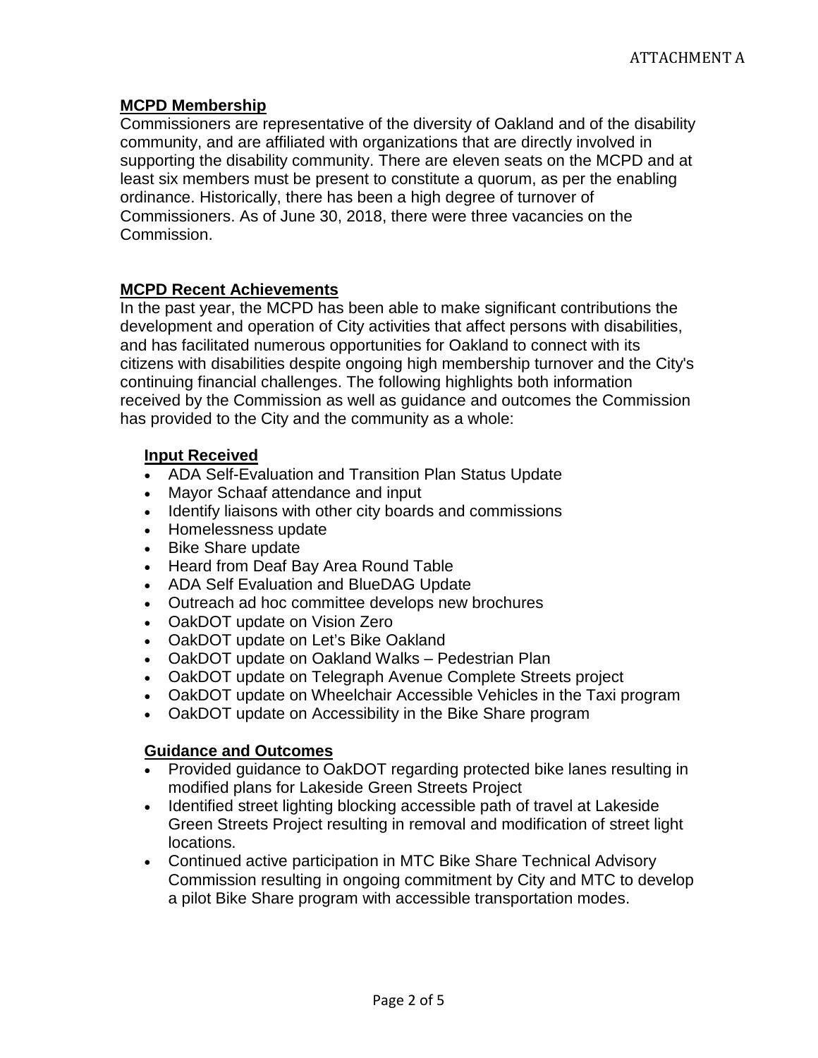ATTACHMENT A

## MCPD Membership

Commissioners are representative of the diversity of Oakland and of the disability community, and are affiliated with organizations that are directly involved in supporting the disability community. There are eleven seats on the MCPD and at least six members must be present to constitute a quorum, as per the enabling ordinance. Historically, there has been a high degree of turnover of Commissioners. As of June 30, 2018, there were three vacancies on the Commission.

## MCPD Recent Achievements

In the past year, the MCPD has been able to make significant contributions the development and operation of City activities that affect persons with disabilities, and has facilitated numerous opportunities for Oakland to connect with its citizens with disabilities despite ongoing high membership turnover and the City's continuing financial challenges. The following highlights both information received by the Commission as well as guidance and outcomes the Commission has provided to the City and the community as a whole:

### Input Received

- ADA Self-Evaluation and Transition Plan Status Update
- Mayor Schaaf attendance and input
- Identify liaisons with other city boards and commissions
- Homelessness update
- Bike Share update
- Heard from Deaf Bay Area Round Table
- ADA Self Evaluation and BlueDAG Update
- Outreach ad hoc committee develops new brochures
- OakDOT update on Vision Zero
- OakDOT update on Let's Bike Oakland
- OakDOT update on Oakland Walks – Pedestrian Plan
- OakDOT update on Telegraph Avenue Complete Streets project
- OakDOT update on Wheelchair Accessible Vehicles in the Taxi program
- OakDOT update on Accessibility in the Bike Share program

### Guidance and Outcomes

- Provided guidance to OakDOT regarding protected bike lanes resulting in modified plans for Lakeside Green Streets Project
- Identified street lighting blocking accessible path of travel at Lakeside Green Streets Project resulting in removal and modification of street light locations.
- Continued active participation in MTC Bike Share Technical Advisory Commission resulting in ongoing commitment by City and MTC to develop a pilot Bike Share program with accessible transportation modes.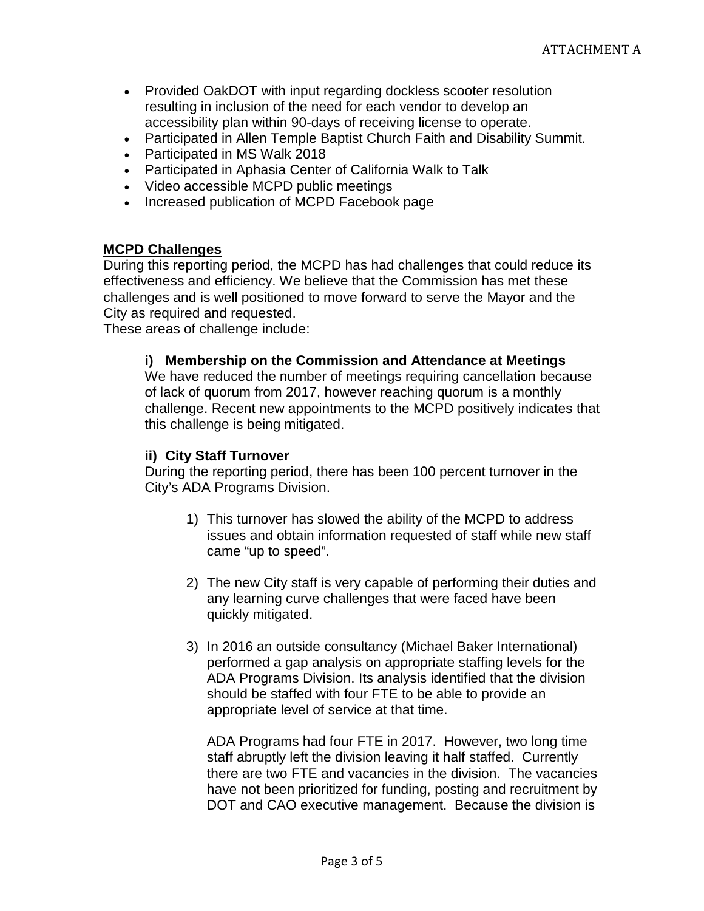- Provided OakDOT with input regarding dockless scooter resolution resulting in inclusion of the need for each vendor to develop an accessibility plan within 90-days of receiving license to operate.
- Participated in Allen Temple Baptist Church Faith and Disability Summit.
- Participated in MS Walk 2018
- Participated in Aphasia Center of California Walk to Talk
- Video accessible MCPD public meetings
- Increased publication of MCPD Facebook page

## MCPD Challenges

During this reporting period, the MCPD has had challenges that could reduce its effectiveness and efficiency. We believe that the Commission has met these challenges and is well positioned to move forward to serve the Mayor and the City as required and requested.
These areas of challenge include:

### i) Membership on the Commission and Attendance at Meetings

We have reduced the number of meetings requiring cancellation because of lack of quorum from 2017, however reaching quorum is a monthly challenge. Recent new appointments to the MCPD positively indicates that this challenge is being mitigated.

### ii) City Staff Turnover

During the reporting period, there has been 100 percent turnover in the City's ADA Programs Division.

1) This turnover has slowed the ability of the MCPD to address issues and obtain information requested of staff while new staff came "up to speed".

2) The new City staff is very capable of performing their duties and any learning curve challenges that were faced have been quickly mitigated.

3) In 2016 an outside consultancy (Michael Baker International) performed a gap analysis on appropriate staffing levels for the ADA Programs Division. Its analysis identified that the division should be staffed with four FTE to be able to provide an appropriate level of service at that time.

   ADA Programs had four FTE in 2017. However, two long time staff abruptly left the division leaving it half staffed. Currently there are two FTE and vacancies in the division. The vacancies have not been prioritized for funding, posting and recruitment by DOT and CAO executive management. Because the division is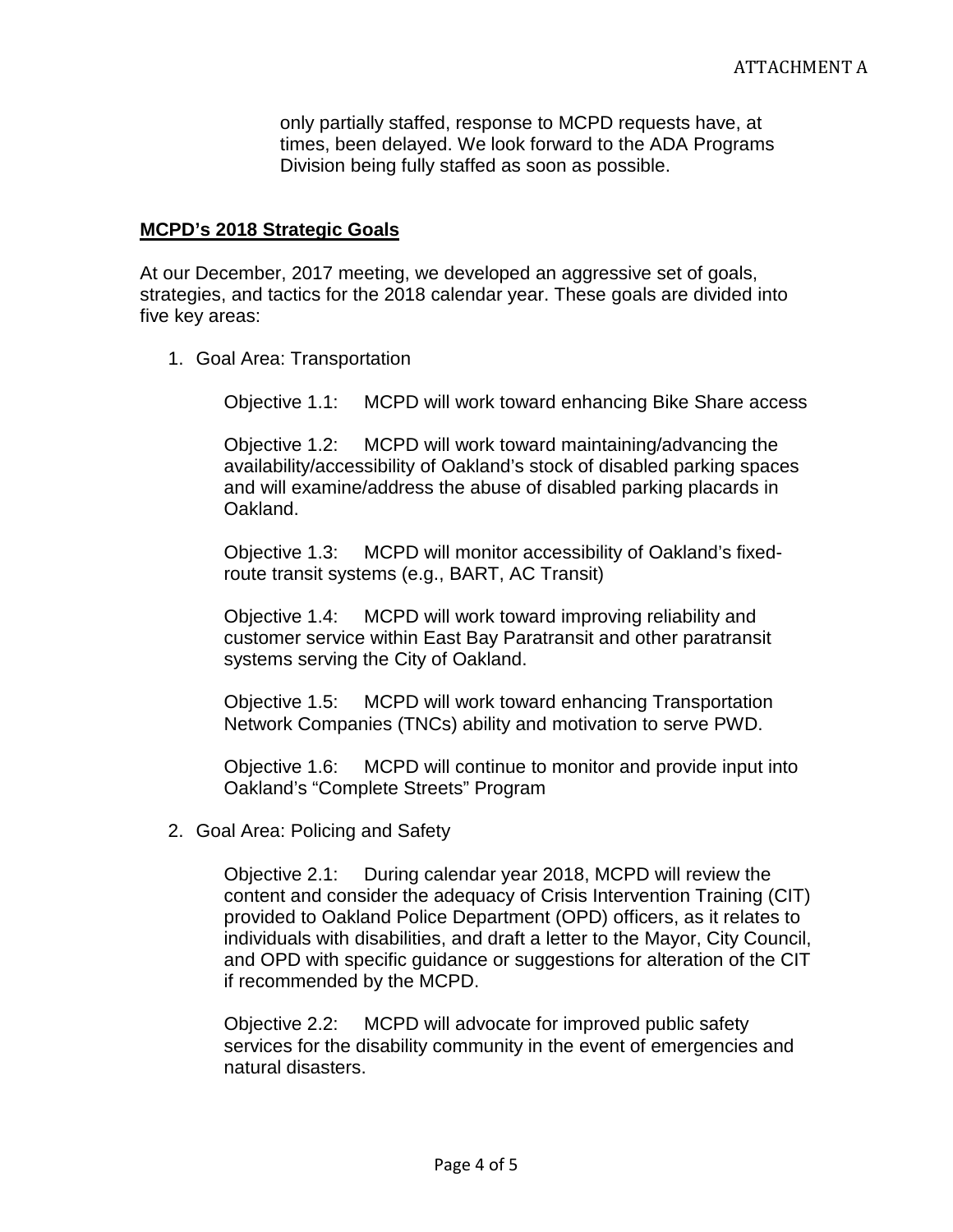only partially staffed, response to MCPD requests have, at times, been delayed. We look forward to the ADA Programs Division being fully staffed as soon as possible.

## MCPD's 2018 Strategic Goals

At our December, 2017 meeting, we developed an aggressive set of goals, strategies, and tactics for the 2018 calendar year. These goals are divided into five key areas:

1. Goal Area: Transportation

   Objective 1.1: MCPD will work toward enhancing Bike Share access

   Objective 1.2: MCPD will work toward maintaining/advancing the availability/accessibility of Oakland's stock of disabled parking spaces and will examine/address the abuse of disabled parking placards in Oakland.

   Objective 1.3: MCPD will monitor accessibility of Oakland's fixed-route transit systems (e.g., BART, AC Transit)

   Objective 1.4: MCPD will work toward improving reliability and customer service within East Bay Paratransit and other paratransit systems serving the City of Oakland.

   Objective 1.5: MCPD will work toward enhancing Transportation Network Companies (TNCs) ability and motivation to serve PWD.

   Objective 1.6: MCPD will continue to monitor and provide input into Oakland's "Complete Streets" Program

2. Goal Area: Policing and Safety

   Objective 2.1: During calendar year 2018, MCPD will review the content and consider the adequacy of Crisis Intervention Training (CIT) provided to Oakland Police Department (OPD) officers, as it relates to individuals with disabilities, and draft a letter to the Mayor, City Council, and OPD with specific guidance or suggestions for alteration of the CIT if recommended by the MCPD.

   Objective 2.2: MCPD will advocate for improved public safety services for the disability community in the event of emergencies and natural disasters.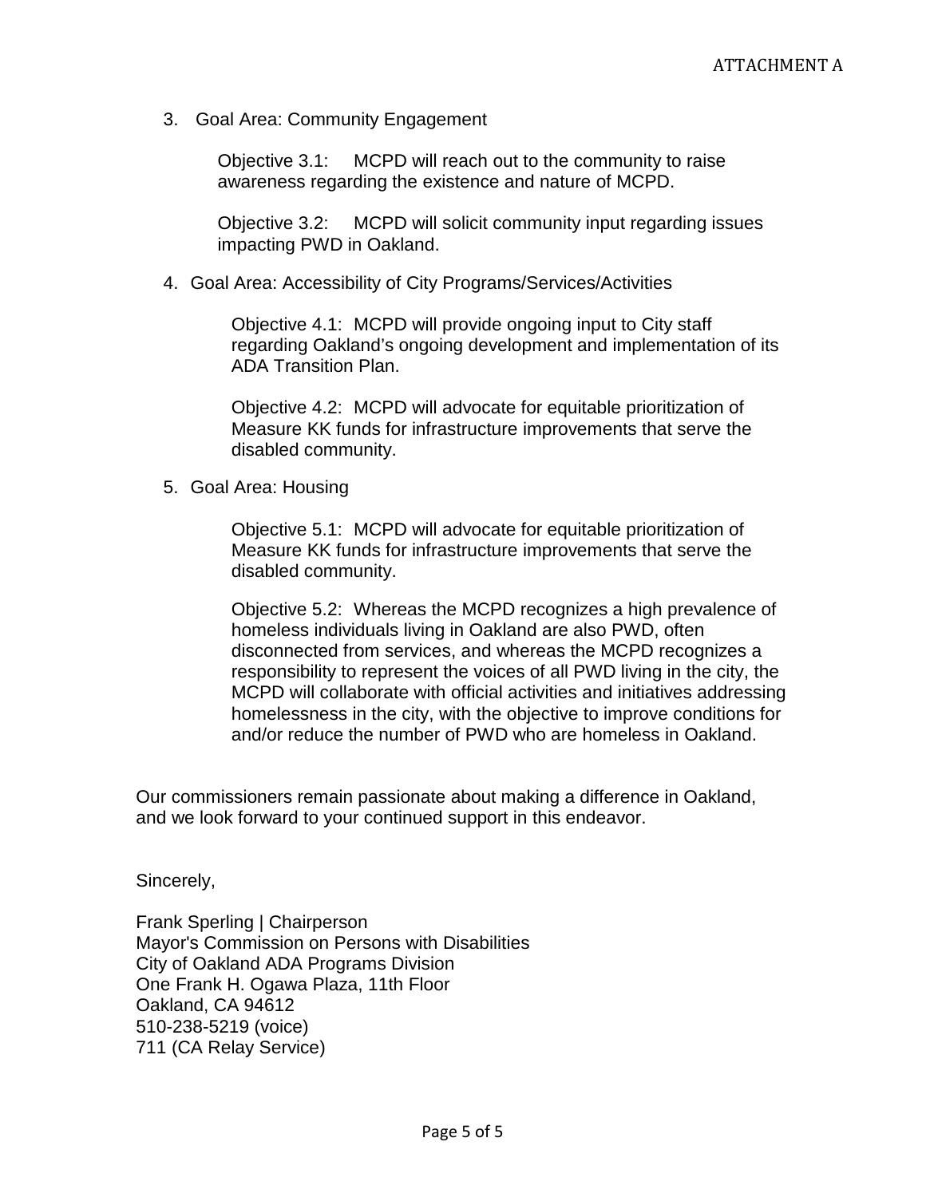3. Goal Area: Community Engagement

   Objective 3.1: MCPD will reach out to the community to raise awareness regarding the existence and nature of MCPD.

   Objective 3.2: MCPD will solicit community input regarding issues impacting PWD in Oakland.

4. Goal Area: Accessibility of City Programs/Services/Activities

   Objective 4.1: MCPD will provide ongoing input to City staff regarding Oakland's ongoing development and implementation of its ADA Transition Plan.

   Objective 4.2: MCPD will advocate for equitable prioritization of Measure KK funds for infrastructure improvements that serve the disabled community.

5. Goal Area: Housing

   Objective 5.1: MCPD will advocate for equitable prioritization of Measure KK funds for infrastructure improvements that serve the disabled community.

   Objective 5.2: Whereas the MCPD recognizes a high prevalence of homeless individuals living in Oakland are also PWD, often disconnected from services, and whereas the MCPD recognizes a responsibility to represent the voices of all PWD living in the city, the MCPD will collaborate with official activities and initiatives addressing homelessness in the city, with the objective to improve conditions for and/or reduce the number of PWD who are homeless in Oakland.

Our commissioners remain passionate about making a difference in Oakland, and we look forward to your continued support in this endeavor.

Sincerely,

Frank Sperling | Chairperson
Mayor's Commission on Persons with Disabilities
City of Oakland ADA Programs Division
One Frank H. Ogawa Plaza, 11th Floor
Oakland, CA 94612
510-238-5219 (voice)
711 (CA Relay Service)